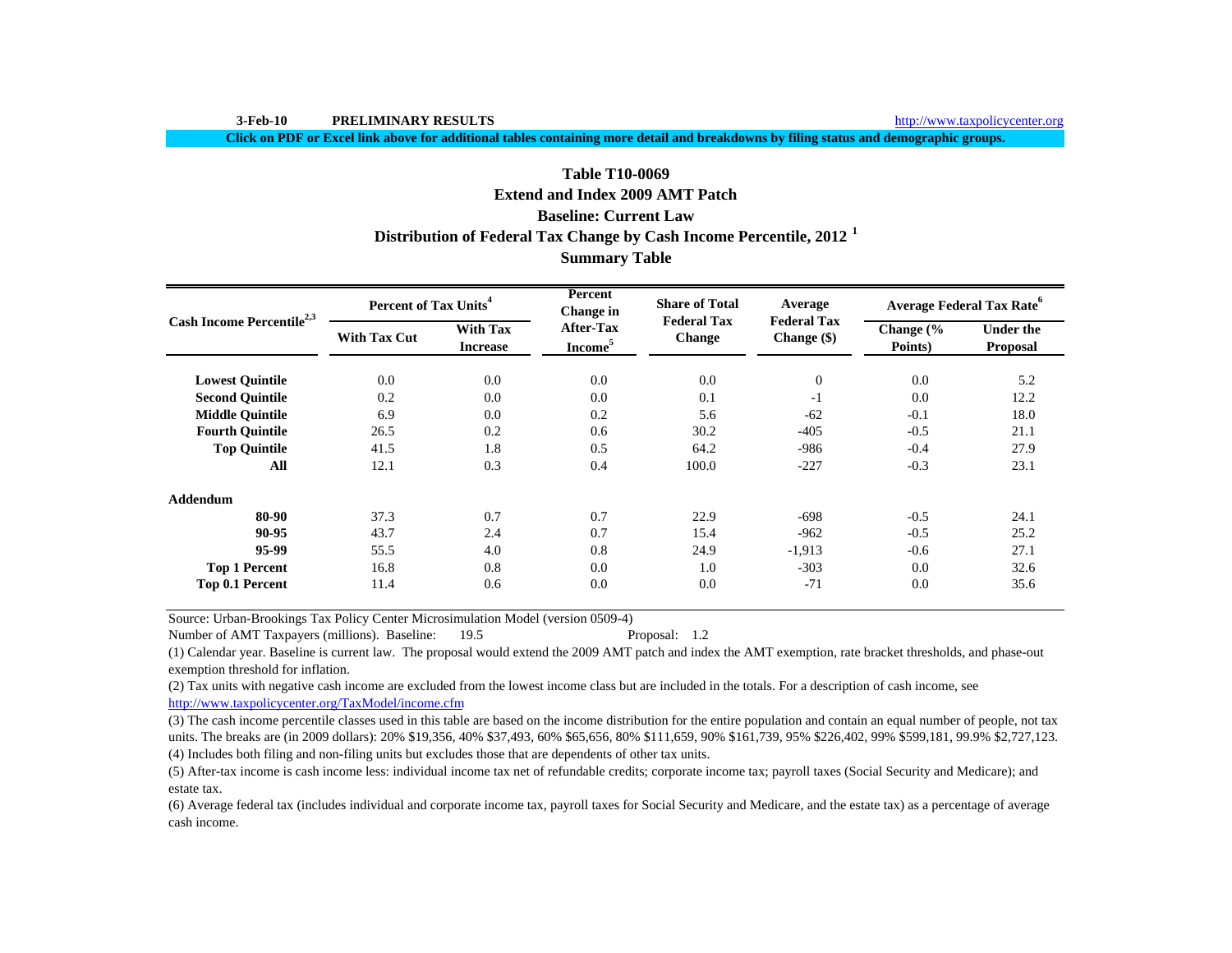3-Feb-10 **PRELIMINARY RESULTS** http://www.taxpolicycenter.org

**Click on PDF or Excel link above for additional tables containing more detail and breakdowns by filing status and demographic groups.**

# Table T10-0069
## Extend and Index 2009 AMT Patch
## Baseline: Current Law
## Distribution of Federal Tax Change by Cash Income Percentile, 2012 [1]
## Summary Table

| Cash Income Percentile[2,3] | Percent of Tax Units[4] | | Percent Change in After-Tax Income[5] | Share of Total Federal Tax Change | Average Federal Tax Change ($) | Average Federal Tax Rate[6] | |
|---|---|---|---|---|---|---|---|
| | With Tax Cut | With Tax Increase | | | | Change (% Points) | Under the Proposal |
| **Lowest Quintile** | 0.0 | 0.0 | 0.0 | 0.0 | 0 | 0.0 | 5.2 |
| **Second Quintile** | 0.2 | 0.0 | 0.0 | 0.1 | -1 | 0.0 | 12.2 |
| **Middle Quintile** | 6.9 | 0.0 | 0.2 | 5.6 | -62 | -0.1 | 18.0 |
| **Fourth Quintile** | 26.5 | 0.2 | 0.6 | 30.2 | -405 | -0.5 | 21.1 |
| **Top Quintile** | 41.5 | 1.8 | 0.5 | 64.2 | -986 | -0.4 | 27.9 |
| **All** | 12.1 | 0.3 | 0.4 | 100.0 | -227 | -0.3 | 23.1 |
| **Addendum** | | | | | | | |
| **80-90** | 37.3 | 0.7 | 0.7 | 22.9 | -698 | -0.5 | 24.1 |
| **90-95** | 43.7 | 2.4 | 0.7 | 15.4 | -962 | -0.5 | 25.2 |
| **95-99** | 55.5 | 4.0 | 0.8 | 24.9 | -1,913 | -0.6 | 27.1 |
| **Top 1 Percent** | 16.8 | 0.8 | 0.0 | 1.0 | -303 | 0.0 | 32.6 |
| **Top 0.1 Percent** | 11.4 | 0.6 | 0.0 | 0.0 | -71 | 0.0 | 35.6 |

Source: Urban-Brookings Tax Policy Center Microsimulation Model (version 0509-4)

Number of AMT Taxpayers (millions). Baseline: 19.5 Proposal: 1.2

(1) Calendar year. Baseline is current law. The proposal would extend the 2009 AMT patch and index the AMT exemption, rate bracket thresholds, and phase-out exemption threshold for inflation.

(2) Tax units with negative cash income are excluded from the lowest income class but are included in the totals. For a description of cash income, see http://www.taxpolicycenter.org/TaxModel/income.cfm

(3) The cash income percentile classes used in this table are based on the income distribution for the entire population and contain an equal number of people, not tax units. The breaks are (in 2009 dollars): 20% $19,356, 40% $37,493, 60% $65,656, 80% $111,659, 90% $161,739, 95% $226,402, 99% $599,181, 99.9% $2,727,123.

(4) Includes both filing and non-filing units but excludes those that are dependents of other tax units.

(5) After-tax income is cash income less: individual income tax net of refundable credits; corporate income tax; payroll taxes (Social Security and Medicare); and estate tax.

(6) Average federal tax (includes individual and corporate income tax, payroll taxes for Social Security and Medicare, and the estate tax) as a percentage of average cash income.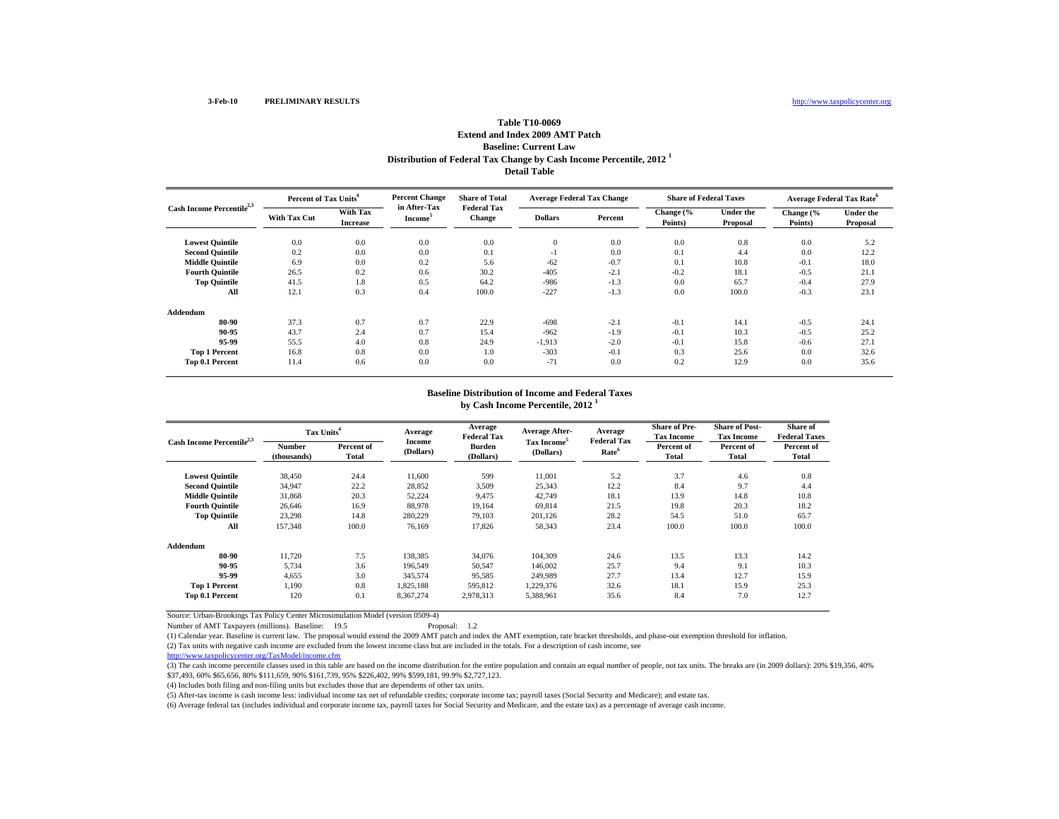3-Feb-10 **PRELIMINARY RESULTS** http://www.taxpolicycenter.org

## Table T10-0069
### Extend and Index 2009 AMT Patch
### Baseline: Current Law
### Distribution of Federal Tax Change by Cash Income Percentile, 2012 [1]
### Detail Table

| Cash Income Percentile[2,3] | Percent of Tax Units[4] | | Percent Change in After-Tax Income[5] | Share of Total Federal Tax Change | Average Federal Tax Change | | Share of Federal Taxes | | Average Federal Tax Rate[6] | |
|---|---|---|---|---|---|---|---|---|---|---|
| | With Tax Cut | With Tax Increase | | | Dollars | Percent | Change (% Points) | Under the Proposal | Change (% Points) | Under the Proposal |
| Lowest Quintile | 0.0 | 0.0 | 0.0 | 0.0 | 0 | 0.0 | 0.0 | 0.8 | 0.0 | 5.2 |
| Second Quintile | 0.2 | 0.0 | 0.0 | 0.1 | -1 | 0.0 | 0.1 | 4.4 | 0.0 | 12.2 |
| Middle Quintile | 6.9 | 0.0 | 0.2 | 5.6 | -62 | -0.7 | 0.1 | 10.8 | -0.1 | 18.0 |
| Fourth Quintile | 26.5 | 0.2 | 0.6 | 30.2 | -405 | -2.1 | -0.2 | 18.1 | -0.5 | 21.1 |
| Top Quintile | 41.5 | 1.8 | 0.5 | 64.2 | -986 | -1.3 | 0.0 | 65.7 | -0.4 | 27.9 |
| All | 12.1 | 0.3 | 0.4 | 100.0 | -227 | -1.3 | 0.0 | 100.0 | -0.3 | 23.1 |
| **Addendum** | | | | | | | | | | |
| 80-90 | 37.3 | 0.7 | 0.7 | 22.9 | -698 | -2.1 | -0.1 | 14.1 | -0.5 | 24.1 |
| 90-95 | 43.7 | 2.4 | 0.7 | 15.4 | -962 | -1.9 | -0.1 | 10.3 | -0.5 | 25.2 |
| 95-99 | 55.5 | 4.0 | 0.8 | 24.9 | -1,913 | -2.0 | -0.1 | 15.8 | -0.6 | 27.1 |
| Top 1 Percent | 16.8 | 0.8 | 0.0 | 1.0 | -303 | -0.1 | 0.3 | 25.6 | 0.0 | 32.6 |
| Top 0.1 Percent | 11.4 | 0.6 | 0.0 | 0.0 | -71 | 0.0 | 0.2 | 12.9 | 0.0 | 35.6 |

### Baseline Distribution of Income and Federal Taxes by Cash Income Percentile, 2012 [1]

| Cash Income Percentile[2,3] | Tax Units[4] | | Average Income (Dollars) | Average Federal Tax Burden (Dollars) | Average After-Tax Income[5] (Dollars) | Average Federal Tax Rate[6] | Share of Pre-Tax Income | Share of Post-Tax Income | Share of Federal Taxes |
|---|---|---|---|---|---|---|---|---|---|
| | Number (thousands) | Percent of Total | | | | | Percent of Total | Percent of Total | Percent of Total |
| Lowest Quintile | 38,450 | 24.4 | 11,600 | 599 | 11,001 | 5.2 | 3.7 | 4.6 | 0.8 |
| Second Quintile | 34,947 | 22.2 | 28,852 | 3,509 | 25,343 | 12.2 | 8.4 | 9.7 | 4.4 |
| Middle Quintile | 31,868 | 20.3 | 52,224 | 9,475 | 42,749 | 18.1 | 13.9 | 14.8 | 10.8 |
| Fourth Quintile | 26,646 | 16.9 | 88,978 | 19,164 | 69,814 | 21.5 | 19.8 | 20.3 | 18.2 |
| Top Quintile | 23,298 | 14.8 | 280,229 | 79,103 | 201,126 | 28.2 | 54.5 | 51.0 | 65.7 |
| All | 157,348 | 100.0 | 76,169 | 17,826 | 58,343 | 23.4 | 100.0 | 100.0 | 100.0 |
| **Addendum** | | | | | | | | | |
| 80-90 | 11,720 | 7.5 | 138,385 | 34,076 | 104,309 | 24.6 | 13.5 | 13.3 | 14.2 |
| 90-95 | 5,734 | 3.6 | 196,549 | 50,547 | 146,002 | 25.7 | 9.4 | 9.1 | 10.3 |
| 95-99 | 4,655 | 3.0 | 345,574 | 95,585 | 249,989 | 27.7 | 13.4 | 12.7 | 15.9 |
| Top 1 Percent | 1,190 | 0.8 | 1,825,188 | 595,812 | 1,229,376 | 32.6 | 18.1 | 15.9 | 25.3 |
| Top 0.1 Percent | 120 | 0.1 | 8,367,274 | 2,978,313 | 5,388,961 | 35.6 | 8.4 | 7.0 | 12.7 |

Source: Urban-Brookings Tax Policy Center Microsimulation Model (version 0509-4)

Number of AMT Taxpayers (millions). Baseline: 19.5 Proposal: 1.2

(1) Calendar year. Baseline is current law. The proposal would extend the 2009 AMT patch and index the AMT exemption, rate bracket thresholds, and phase-out exemption threshold for inflation.

(2) Tax units with negative cash income are excluded from the lowest income class but are included in the totals. For a description of cash income, see http://www.taxpolicycenter.org/TaxModel/income.cfm

(3) The cash income percentile classes used in this table are based on the income distribution for the entire population and contain an equal number of people, not tax units. The breaks are (in 2009 dollars): 20% $19,356, 40% $37,493, 60% $65,656, 80% $111,659, 90% $161,739, 95% $226,402, 99% $599,181, 99.9% $2,727,123.

(4) Includes both filing and non-filing units but excludes those that are dependents of other tax units.

(5) After-tax income is cash income less: individual income tax net of refundable credits; corporate income tax; payroll taxes (Social Security and Medicare); and estate tax.

(6) Average federal tax (includes individual and corporate income tax, payroll taxes for Social Security and Medicare, and the estate tax) as a percentage of average cash income.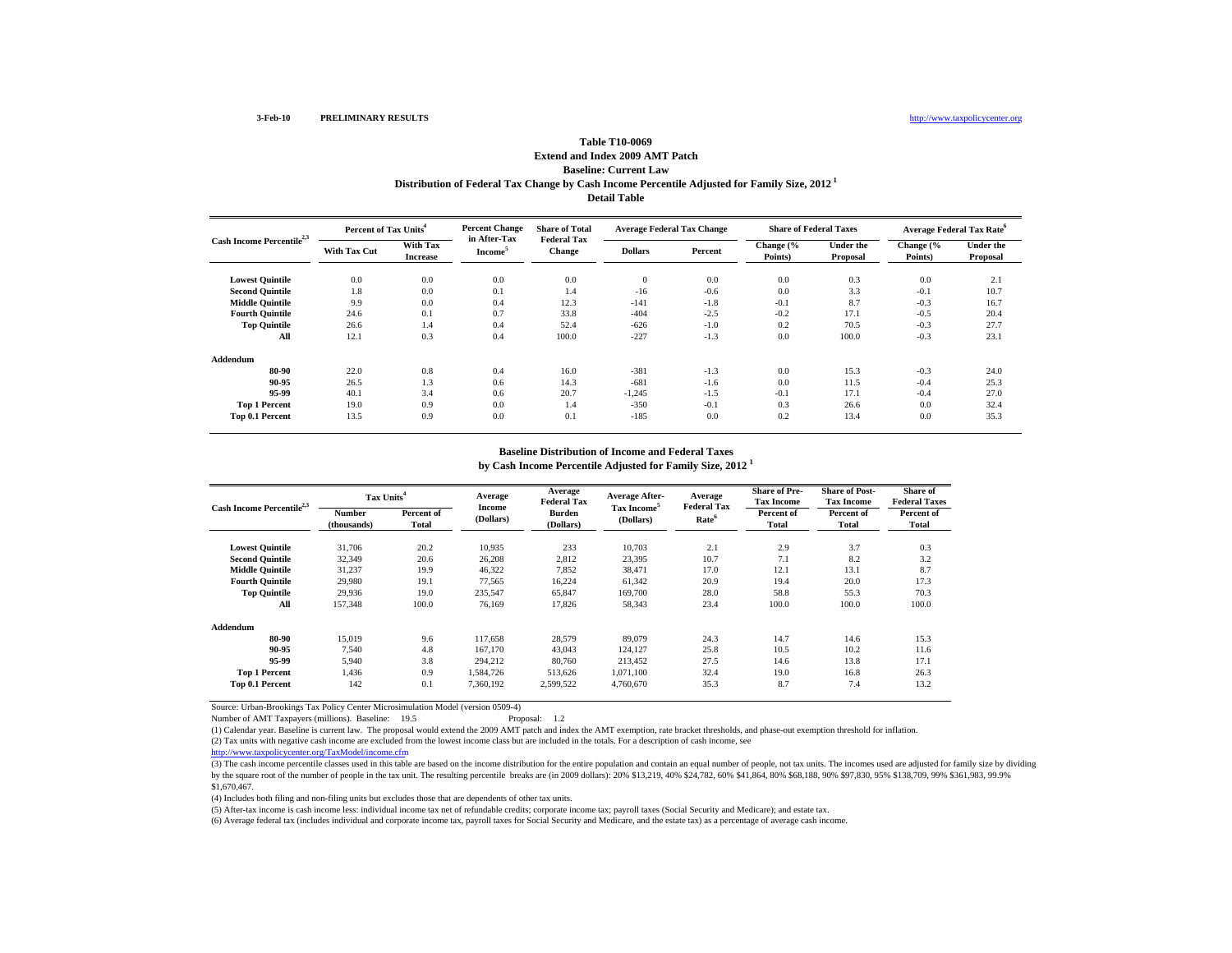3-Feb-10 **PRELIMINARY RESULTS** http://www.taxpolicycenter.org

## Table T10-0069
### Extend and Index 2009 AMT Patch
### Baseline: Current Law
### Distribution of Federal Tax Change by Cash Income Percentile Adjusted for Family Size, 2012 [1]
### Detail Table

| Cash Income Percentile[2,3] | Percent of Tax Units[4] | | Percent Change in After-Tax Income[5] | Share of Total Federal Tax Change | Average Federal Tax Change | | Share of Federal Taxes | | Average Federal Tax Rate[6] | |
|---|---|---|---|---|---|---|---|---|---|---|
| | With Tax Cut | With Tax Increase | | | Dollars | Percent | Change (% Points) | Under the Proposal | Change (% Points) | Under the Proposal |
| **Lowest Quintile** | 0.0 | 0.0 | 0.0 | 0.0 | 0 | 0.0 | 0.0 | 0.3 | 0.0 | 2.1 |
| **Second Quintile** | 1.8 | 0.0 | 0.1 | 1.4 | -16 | -0.6 | 0.0 | 3.3 | -0.1 | 10.7 |
| **Middle Quintile** | 9.9 | 0.0 | 0.4 | 12.3 | -141 | -1.8 | -0.1 | 8.7 | -0.3 | 16.7 |
| **Fourth Quintile** | 24.6 | 0.1 | 0.7 | 33.8 | -404 | -2.5 | -0.2 | 17.1 | -0.5 | 20.4 |
| **Top Quintile** | 26.6 | 1.4 | 0.4 | 52.4 | -626 | -1.0 | 0.2 | 70.5 | -0.3 | 27.7 |
| **All** | 12.1 | 0.3 | 0.4 | 100.0 | -227 | -1.3 | 0.0 | 100.0 | -0.3 | 23.1 |
| **Addendum** | | | | | | | | | | |
| **80-90** | 22.0 | 0.8 | 0.4 | 16.0 | -381 | -1.3 | 0.0 | 15.3 | -0.3 | 24.0 |
| **90-95** | 26.5 | 1.3 | 0.6 | 14.3 | -681 | -1.6 | 0.0 | 11.5 | -0.4 | 25.3 |
| **95-99** | 40.1 | 3.4 | 0.6 | 20.7 | -1,245 | -1.5 | -0.1 | 17.1 | -0.4 | 27.0 |
| **Top 1 Percent** | 19.0 | 0.9 | 0.0 | 1.4 | -350 | -0.1 | 0.3 | 26.6 | 0.0 | 32.4 |
| **Top 0.1 Percent** | 13.5 | 0.9 | 0.0 | 0.1 | -185 | 0.0 | 0.2 | 13.4 | 0.0 | 35.3 |

### Baseline Distribution of Income and Federal Taxes
### by Cash Income Percentile Adjusted for Family Size, 2012 [1]

| Cash Income Percentile[2,3] | Tax Units[4] | | Average Income (Dollars) | Average Federal Tax Burden (Dollars) | Average After-Tax Income[5] (Dollars) | Average Federal Tax Rate[6] | Share of Pre-Tax Income | Share of Post-Tax Income | Share of Federal Taxes |
|---|---|---|---|---|---|---|---|---|---|
| | Number (thousands) | Percent of Total | | | | | Percent of Total | Percent of Total | Percent of Total |
| **Lowest Quintile** | 31,706 | 20.2 | 10,935 | 233 | 10,703 | 2.1 | 2.9 | 3.7 | 0.3 |
| **Second Quintile** | 32,349 | 20.6 | 26,208 | 2,812 | 23,395 | 10.7 | 7.1 | 8.2 | 3.2 |
| **Middle Quintile** | 31,237 | 19.9 | 46,322 | 7,852 | 38,471 | 17.0 | 12.1 | 13.1 | 8.7 |
| **Fourth Quintile** | 29,980 | 19.1 | 77,565 | 16,224 | 61,342 | 20.9 | 19.4 | 20.0 | 17.3 |
| **Top Quintile** | 29,936 | 19.0 | 235,547 | 65,847 | 169,700 | 28.0 | 58.8 | 55.3 | 70.3 |
| **All** | 157,348 | 100.0 | 76,169 | 17,826 | 58,343 | 23.4 | 100.0 | 100.0 | 100.0 |
| **Addendum** | | | | | | | | | |
| **80-90** | 15,019 | 9.6 | 117,658 | 28,579 | 89,079 | 24.3 | 14.7 | 14.6 | 15.3 |
| **90-95** | 7,540 | 4.8 | 167,170 | 43,043 | 124,127 | 25.8 | 10.5 | 10.2 | 11.6 |
| **95-99** | 5,940 | 3.8 | 294,212 | 80,760 | 213,452 | 27.5 | 14.6 | 13.8 | 17.1 |
| **Top 1 Percent** | 1,436 | 0.9 | 1,584,726 | 513,626 | 1,071,100 | 32.4 | 19.0 | 16.8 | 26.3 |
| **Top 0.1 Percent** | 142 | 0.1 | 7,360,192 | 2,599,522 | 4,760,670 | 35.3 | 8.7 | 7.4 | 13.2 |

Source: Urban-Brookings Tax Policy Center Microsimulation Model (version 0509-4)

Number of AMT Taxpayers (millions). Baseline: 19.5 Proposal: 1.2

(1) Calendar year. Baseline is current law. The proposal would extend the 2009 AMT patch and index the AMT exemption, rate bracket thresholds, and phase-out exemption threshold for inflation.

(2) Tax units with negative cash income are excluded from the lowest income class but are included in the totals. For a description of cash income, see http://www.taxpolicycenter.org/TaxModel/income.cfm

(3) The cash income percentile classes used in this table are based on the income distribution for the entire population and contain an equal number of people, not tax units. The incomes used are adjusted for family size by dividing by the square root of the number of people in the tax unit. The resulting percentile breaks are (in 2009 dollars): 20% $13,219, 40% $24,782, 60% $41,864, 80% $68,188, 90% $97,830, 95% $138,709, 99% $361,983, 99.9% $1,670,467.

(4) Includes both filing and non-filing units but excludes those that are dependents of other tax units.

(5) After-tax income is cash income less: individual income tax net of refundable credits; corporate income tax; payroll taxes (Social Security and Medicare); and estate tax.

(6) Average federal tax (includes individual and corporate income tax, payroll taxes for Social Security and Medicare, and the estate tax) as a percentage of average cash income.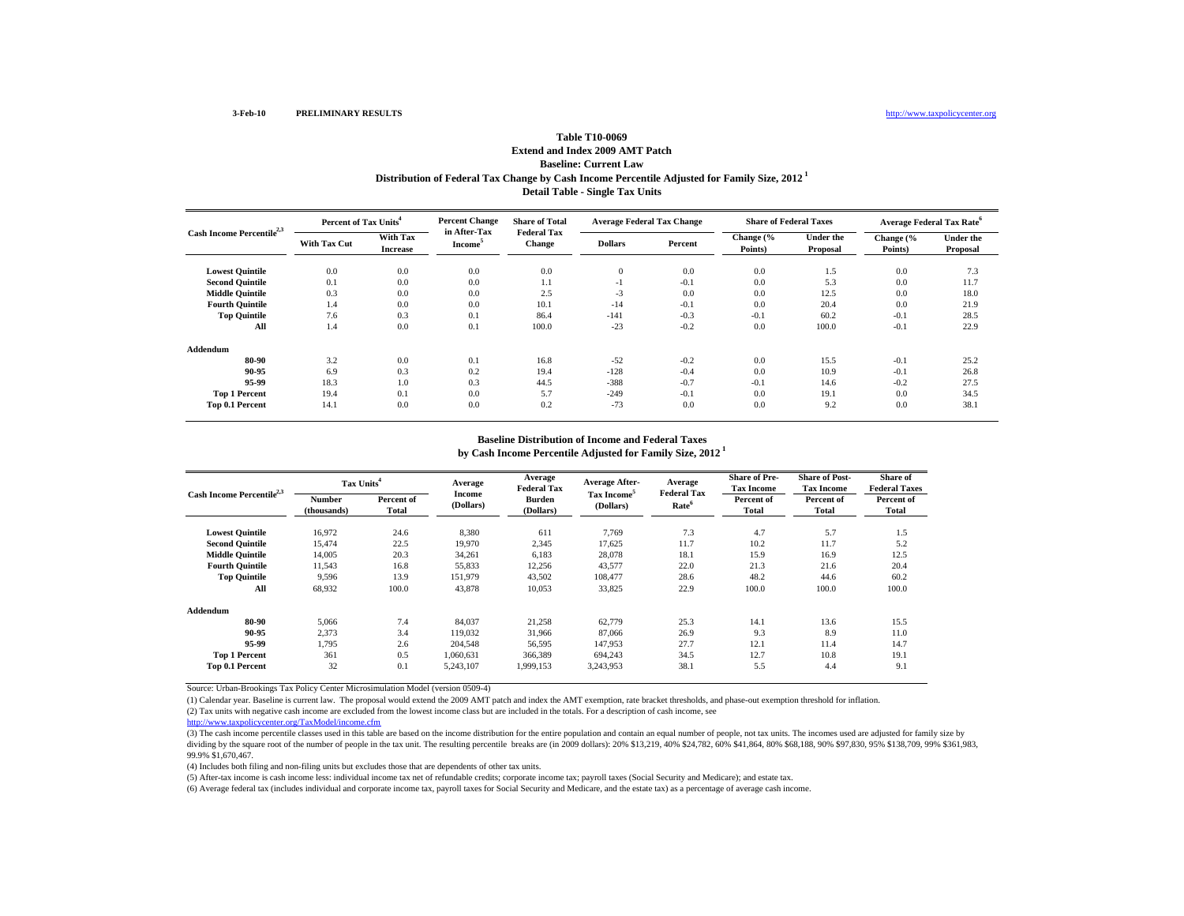3-Feb-10 **PRELIMINARY RESULTS** http://www.taxpolicycenter.org

# Table T10-0069
## Extend and Index 2009 AMT Patch
## Baseline: Current Law
## Distribution of Federal Tax Change by Cash Income Percentile Adjusted for Family Size, 2012 [1]
## Detail Table - Single Tax Units

| Cash Income Percentile[2,3] | Percent of Tax Units[4] | | Percent Change in After-Tax Income[5] | Share of Total Federal Tax Change | Average Federal Tax Change | | Share of Federal Taxes | | Average Federal Tax Rate[6] | |
|---|---|---|---|---|---|---|---|---|---|---|
| | With Tax Cut | With Tax Increase | | | Dollars | Percent | Change (% Points) | Under the Proposal | Change (% Points) | Under the Proposal |
| **Lowest Quintile** | 0.0 | 0.0 | 0.0 | 0.0 | 0 | 0.0 | 0.0 | 1.5 | 0.0 | 7.3 |
| **Second Quintile** | 0.1 | 0.0 | 0.0 | 1.1 | -1 | -0.1 | 0.0 | 5.3 | 0.0 | 11.7 |
| **Middle Quintile** | 0.3 | 0.0 | 0.0 | 2.5 | -3 | 0.0 | 0.0 | 12.5 | 0.0 | 18.0 |
| **Fourth Quintile** | 1.4 | 0.0 | 0.0 | 10.1 | -14 | -0.1 | 0.0 | 20.4 | 0.0 | 21.9 |
| **Top Quintile** | 7.6 | 0.3 | 0.1 | 86.4 | -141 | -0.3 | -0.1 | 60.2 | -0.1 | 28.5 |
| **All** | 1.4 | 0.0 | 0.1 | 100.0 | -23 | -0.2 | 0.0 | 100.0 | -0.1 | 22.9 |
| **Addendum** | | | | | | | | | | |
| **80-90** | 3.2 | 0.0 | 0.1 | 16.8 | -52 | -0.2 | 0.0 | 15.5 | -0.1 | 25.2 |
| **90-95** | 6.9 | 0.3 | 0.2 | 19.4 | -128 | -0.4 | 0.0 | 10.9 | -0.1 | 26.8 |
| **95-99** | 18.3 | 1.0 | 0.3 | 44.5 | -388 | -0.7 | -0.1 | 14.6 | -0.2 | 27.5 |
| **Top 1 Percent** | 19.4 | 0.1 | 0.0 | 5.7 | -249 | -0.1 | 0.0 | 19.1 | 0.0 | 34.5 |
| **Top 0.1 Percent** | 14.1 | 0.0 | 0.0 | 0.2 | -73 | 0.0 | 0.0 | 9.2 | 0.0 | 38.1 |

## Baseline Distribution of Income and Federal Taxes by Cash Income Percentile Adjusted for Family Size, 2012 [1]

| Cash Income Percentile[2,3] | Tax Units[4] | | Average Income (Dollars) | Average Federal Tax Burden (Dollars) | Average After-Tax Income[5] (Dollars) | Average Federal Tax Rate[6] | Share of Pre-Tax Income | Share of Post-Tax Income | Share of Federal Taxes |
|---|---|---|---|---|---|---|---|---|---|
| | Number (thousands) | Percent of Total | | | | | Percent of Total | Percent of Total | Percent of Total |
| **Lowest Quintile** | 16,972 | 24.6 | 8,380 | 611 | 7,769 | 7.3 | 4.7 | 5.7 | 1.5 |
| **Second Quintile** | 15,474 | 22.5 | 19,970 | 2,345 | 17,625 | 11.7 | 10.2 | 11.7 | 5.2 |
| **Middle Quintile** | 14,005 | 20.3 | 34,261 | 6,183 | 28,078 | 18.1 | 15.9 | 16.9 | 12.5 |
| **Fourth Quintile** | 11,543 | 16.8 | 55,833 | 12,256 | 43,577 | 22.0 | 21.3 | 21.6 | 20.4 |
| **Top Quintile** | 9,596 | 13.9 | 151,979 | 43,502 | 108,477 | 28.6 | 48.2 | 44.6 | 60.2 |
| **All** | 68,932 | 100.0 | 43,878 | 10,053 | 33,825 | 22.9 | 100.0 | 100.0 | 100.0 |
| **Addendum** | | | | | | | | | |
| **80-90** | 5,066 | 7.4 | 84,037 | 21,258 | 62,779 | 25.3 | 14.1 | 13.6 | 15.5 |
| **90-95** | 2,373 | 3.4 | 119,032 | 31,966 | 87,066 | 26.9 | 9.3 | 8.9 | 11.0 |
| **95-99** | 1,795 | 2.6 | 204,548 | 56,595 | 147,953 | 27.7 | 12.1 | 11.4 | 14.7 |
| **Top 1 Percent** | 361 | 0.5 | 1,060,631 | 366,389 | 694,243 | 34.5 | 12.7 | 10.8 | 19.1 |
| **Top 0.1 Percent** | 32 | 0.1 | 5,243,107 | 1,999,153 | 3,243,953 | 38.1 | 5.5 | 4.4 | 9.1 |

Source: Urban-Brookings Tax Policy Center Microsimulation Model (version 0509-4)

(1) Calendar year. Baseline is current law. The proposal would extend the 2009 AMT patch and index the AMT exemption, rate bracket thresholds, and phase-out exemption threshold for inflation.

(2) Tax units with negative cash income are excluded from the lowest income class but are included in the totals. For a description of cash income, see http://www.taxpolicycenter.org/TaxModel/income.cfm

(3) The cash income percentile classes used in this table are based on the income distribution for the entire population and contain an equal number of people, not tax units. The incomes used are adjusted for family size by dividing by the square root of the number of people in the tax unit. The resulting percentile breaks are (in 2009 dollars): 20% $13,219, 40% $24,782, 60% $41,864, 80% $68,188, 90% $97,830, 95% $138,709, 99% $361,983, 99.9% $1,670,467.

(4) Includes both filing and non-filing units but excludes those that are dependents of other tax units.

(5) After-tax income is cash income less: individual income tax net of refundable credits; corporate income tax; payroll taxes (Social Security and Medicare); and estate tax.

(6) Average federal tax (includes individual and corporate income tax, payroll taxes for Social Security and Medicare, and the estate tax) as a percentage of average cash income.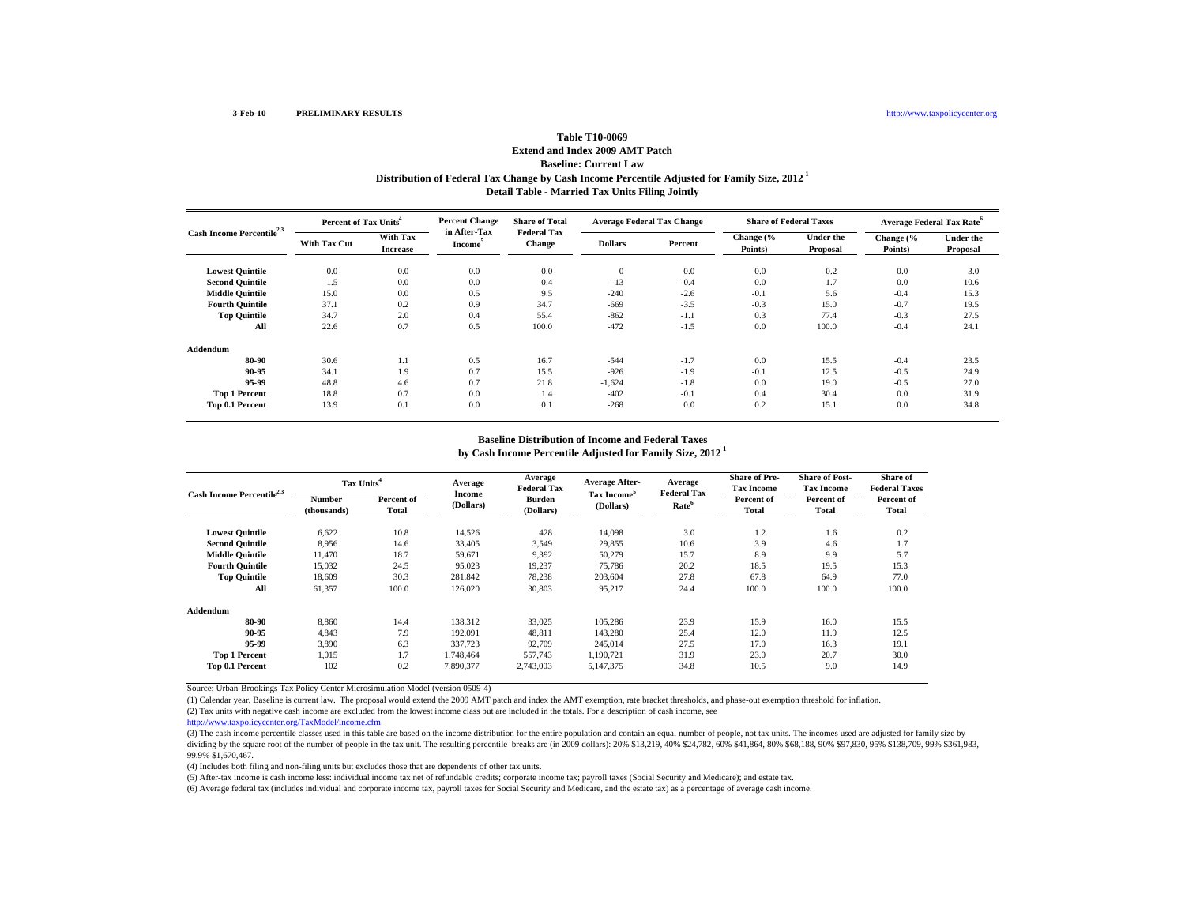3-Feb-10 **PRELIMINARY RESULTS** http://www.taxpolicycenter.org

**Table T10-0069**
**Extend and Index 2009 AMT Patch**
**Baseline: Current Law**
**Distribution of Federal Tax Change by Cash Income Percentile Adjusted for Family Size, 2012 [1]**
**Detail Table - Married Tax Units Filing Jointly**

| Cash Income Percentile[2,3] | Percent of Tax Units[4] | | Percent Change in After-Tax Income[5] | Share of Total Federal Tax Change | Average Federal Tax Change | | Share of Federal Taxes | | Average Federal Tax Rate[6] | |
|---|---|---|---|---|---|---|---|---|---|---|
| | With Tax Cut | With Tax Increase | | | Dollars | Percent | Change (% Points) | Under the Proposal | Change (% Points) | Under the Proposal |
| **Lowest Quintile** | 0.0 | 0.0 | 0.0 | 0.0 | 0 | 0.0 | 0.0 | 0.2 | 0.0 | 3.0 |
| **Second Quintile** | 1.5 | 0.0 | 0.0 | 0.4 | -13 | -0.4 | 0.0 | 1.7 | 0.0 | 10.6 |
| **Middle Quintile** | 15.0 | 0.0 | 0.5 | 9.5 | -240 | -2.6 | -0.1 | 5.6 | -0.4 | 15.3 |
| **Fourth Quintile** | 37.1 | 0.2 | 0.9 | 34.7 | -669 | -3.5 | -0.3 | 15.0 | -0.7 | 19.5 |
| **Top Quintile** | 34.7 | 2.0 | 0.4 | 55.4 | -862 | -1.1 | 0.3 | 77.4 | -0.3 | 27.5 |
| **All** | 22.6 | 0.7 | 0.5 | 100.0 | -472 | -1.5 | 0.0 | 100.0 | -0.4 | 24.1 |
| **Addendum** | | | | | | | | | | |
| **80-90** | 30.6 | 1.1 | 0.5 | 16.7 | -544 | -1.7 | 0.0 | 15.5 | -0.4 | 23.5 |
| **90-95** | 34.1 | 1.9 | 0.7 | 15.5 | -926 | -1.9 | -0.1 | 12.5 | -0.5 | 24.9 |
| **95-99** | 48.8 | 4.6 | 0.7 | 21.8 | -1,624 | -1.8 | 0.0 | 19.0 | -0.5 | 27.0 |
| **Top 1 Percent** | 18.8 | 0.7 | 0.0 | 1.4 | -402 | -0.1 | 0.4 | 30.4 | 0.0 | 31.9 |
| **Top 0.1 Percent** | 13.9 | 0.1 | 0.0 | 0.1 | -268 | 0.0 | 0.2 | 15.1 | 0.0 | 34.8 |

**Baseline Distribution of Income and Federal Taxes**
**by Cash Income Percentile Adjusted for Family Size, 2012 [1]**

| Cash Income Percentile[2,3] | Tax Units[4] | | Average Income (Dollars) | Average Federal Tax Burden (Dollars) | Average After-Tax Income[5] (Dollars) | Average Federal Tax Rate[6] | Share of Pre-Tax Income | Share of Post-Tax Income | Share of Federal Taxes |
|---|---|---|---|---|---|---|---|---|---|
| | Number (thousands) | Percent of Total | | | | | Percent of Total | Percent of Total | Percent of Total |
| **Lowest Quintile** | 6,622 | 10.8 | 14,526 | 428 | 14,098 | 3.0 | 1.2 | 1.6 | 0.2 |
| **Second Quintile** | 8,956 | 14.6 | 33,405 | 3,549 | 29,855 | 10.6 | 3.9 | 4.6 | 1.7 |
| **Middle Quintile** | 11,470 | 18.7 | 59,671 | 9,392 | 50,279 | 15.7 | 8.9 | 9.9 | 5.7 |
| **Fourth Quintile** | 15,032 | 24.5 | 95,023 | 19,237 | 75,786 | 20.2 | 18.5 | 19.5 | 15.3 |
| **Top Quintile** | 18,609 | 30.3 | 281,842 | 78,238 | 203,604 | 27.8 | 67.8 | 64.9 | 77.0 |
| **All** | 61,357 | 100.0 | 126,020 | 30,803 | 95,217 | 24.4 | 100.0 | 100.0 | 100.0 |
| **Addendum** | | | | | | | | | |
| **80-90** | 8,860 | 14.4 | 138,312 | 33,025 | 105,286 | 23.9 | 15.9 | 16.0 | 15.5 |
| **90-95** | 4,843 | 7.9 | 192,091 | 48,811 | 143,280 | 25.4 | 12.0 | 11.9 | 12.5 |
| **95-99** | 3,890 | 6.3 | 337,723 | 92,709 | 245,014 | 27.5 | 17.0 | 16.3 | 19.1 |
| **Top 1 Percent** | 1,015 | 1.7 | 1,748,464 | 557,743 | 1,190,721 | 31.9 | 23.0 | 20.7 | 30.0 |
| **Top 0.1 Percent** | 102 | 0.2 | 7,890,377 | 2,743,003 | 5,147,375 | 34.8 | 10.5 | 9.0 | 14.9 |

Source: Urban-Brookings Tax Policy Center Microsimulation Model (version 0509-4)

(1) Calendar year. Baseline is current law. The proposal would extend the 2009 AMT patch and index the AMT exemption, rate bracket thresholds, and phase-out exemption threshold for inflation.

(2) Tax units with negative cash income are excluded from the lowest income class but are included in the totals. For a description of cash income, see http://www.taxpolicycenter.org/TaxModel/income.cfm

(3) The cash income percentile classes used in this table are based on the income distribution for the entire population and contain an equal number of people, not tax units. The incomes used are adjusted for family size by dividing by the square root of the number of people in the tax unit. The resulting percentile breaks are (in 2009 dollars): 20% $13,219, 40% $24,782, 60% $41,864, 80% $68,188, 90% $97,830, 95% $138,709, 99% $361,983, 99.9% $1,670,467.

(4) Includes both filing and non-filing units but excludes those that are dependents of other tax units.

(5) After-tax income is cash income less: individual income tax net of refundable credits; corporate income tax; payroll taxes (Social Security and Medicare); and estate tax.

(6) Average federal tax (includes individual and corporate income tax, payroll taxes for Social Security and Medicare, and the estate tax) as a percentage of average cash income.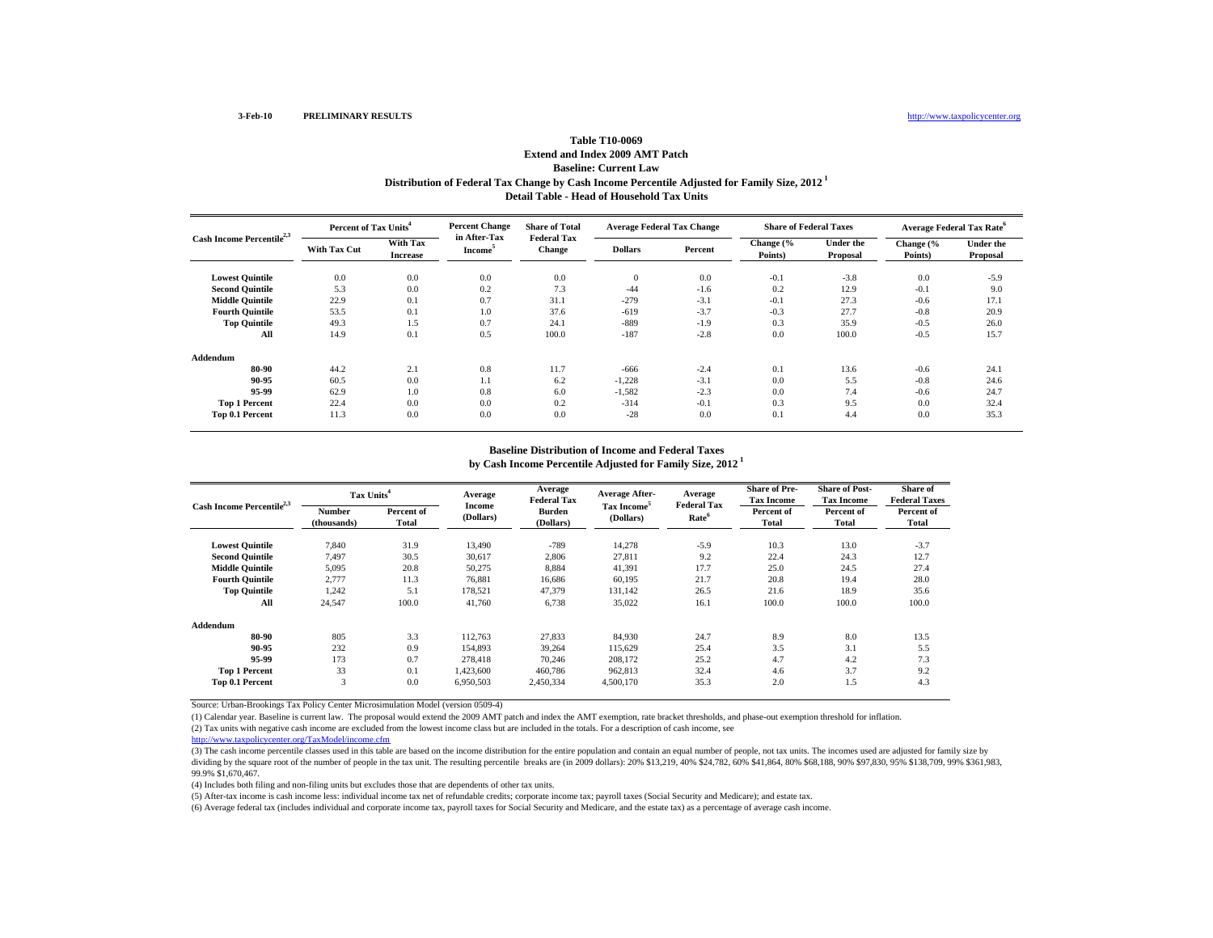3-Feb-10 **PRELIMINARY RESULTS** http://www.taxpolicycenter.org

# Table T10-0069
## Extend and Index 2009 AMT Patch
## Baseline: Current Law
## Distribution of Federal Tax Change by Cash Income Percentile Adjusted for Family Size, 2012 [1]
## Detail Table - Head of Household Tax Units

| Cash Income Percentile[2,3] | Percent of Tax Units[4] | | Percent Change in After-Tax Income[5] | Share of Total Federal Tax Change | Average Federal Tax Change | | Share of Federal Taxes | | Average Federal Tax Rate[6] | |
|---|---|---|---|---|---|---|---|---|---|---|
| | With Tax Cut | With Tax Increase | | | Dollars | Percent | Change (% Points) | Under the Proposal | Change (% Points) | Under the Proposal |
| **Lowest Quintile** | 0.0 | 0.0 | 0.0 | 0.0 | 0 | 0.0 | -0.1 | -3.8 | 0.0 | -5.9 |
| **Second Quintile** | 5.3 | 0.0 | 0.2 | 7.3 | -44 | -1.6 | 0.2 | 12.9 | -0.1 | 9.0 |
| **Middle Quintile** | 22.9 | 0.1 | 0.7 | 31.1 | -279 | -3.1 | -0.1 | 27.3 | -0.6 | 17.1 |
| **Fourth Quintile** | 53.5 | 0.1 | 1.0 | 37.6 | -619 | -3.7 | -0.3 | 27.7 | -0.8 | 20.9 |
| **Top Quintile** | 49.3 | 1.5 | 0.7 | 24.1 | -889 | -1.9 | 0.3 | 35.9 | -0.5 | 26.0 |
| **All** | 14.9 | 0.1 | 0.5 | 100.0 | -187 | -2.8 | 0.0 | 100.0 | -0.5 | 15.7 |
| **Addendum** | | | | | | | | | | |
| **80-90** | 44.2 | 2.1 | 0.8 | 11.7 | -666 | -2.4 | 0.1 | 13.6 | -0.6 | 24.1 |
| **90-95** | 60.5 | 0.0 | 1.1 | 6.2 | -1,228 | -3.1 | 0.0 | 5.5 | -0.8 | 24.6 |
| **95-99** | 62.9 | 1.0 | 0.8 | 6.0 | -1,582 | -2.3 | 0.0 | 7.4 | -0.6 | 24.7 |
| **Top 1 Percent** | 22.4 | 0.0 | 0.0 | 0.2 | -314 | -0.1 | 0.3 | 9.5 | 0.0 | 32.4 |
| **Top 0.1 Percent** | 11.3 | 0.0 | 0.0 | 0.0 | -28 | 0.0 | 0.1 | 4.4 | 0.0 | 35.3 |

## Baseline Distribution of Income and Federal Taxes by Cash Income Percentile Adjusted for Family Size, 2012 [1]

| Cash Income Percentile[2,3] | Tax Units[4] | | Average Income (Dollars) | Average Federal Tax Burden (Dollars) | Average After-Tax Income[5] (Dollars) | Average Federal Tax Rate[6] | Share of Pre-Tax Income | Share of Post-Tax Income | Share of Federal Taxes |
|---|---|---|---|---|---|---|---|---|---|
| | Number (thousands) | Percent of Total | | | | | Percent of Total | Percent of Total | Percent of Total |
| **Lowest Quintile** | 7,840 | 31.9 | 13,490 | -789 | 14,278 | -5.9 | 10.3 | 13.0 | -3.7 |
| **Second Quintile** | 7,497 | 30.5 | 30,617 | 2,806 | 27,811 | 9.2 | 22.4 | 24.3 | 12.7 |
| **Middle Quintile** | 5,095 | 20.8 | 50,275 | 8,884 | 41,391 | 17.7 | 25.0 | 24.5 | 27.4 |
| **Fourth Quintile** | 2,777 | 11.3 | 76,881 | 16,686 | 60,195 | 21.7 | 20.8 | 19.4 | 28.0 |
| **Top Quintile** | 1,242 | 5.1 | 178,521 | 47,379 | 131,142 | 26.5 | 21.6 | 18.9 | 35.6 |
| **All** | 24,547 | 100.0 | 41,760 | 6,738 | 35,022 | 16.1 | 100.0 | 100.0 | 100.0 |
| **Addendum** | | | | | | | | | |
| **80-90** | 805 | 3.3 | 112,763 | 27,833 | 84,930 | 24.7 | 8.9 | 8.0 | 13.5 |
| **90-95** | 232 | 0.9 | 154,893 | 39,264 | 115,629 | 25.4 | 3.5 | 3.1 | 5.5 |
| **95-99** | 173 | 0.7 | 278,418 | 70,246 | 208,172 | 25.2 | 4.7 | 4.2 | 7.3 |
| **Top 1 Percent** | 33 | 0.1 | 1,423,600 | 460,786 | 962,813 | 32.4 | 4.6 | 3.7 | 9.2 |
| **Top 0.1 Percent** | 3 | 0.0 | 6,950,503 | 2,450,334 | 4,500,170 | 35.3 | 2.0 | 1.5 | 4.3 |

Source: Urban-Brookings Tax Policy Center Microsimulation Model (version 0509-4)

(1) Calendar year. Baseline is current law. The proposal would extend the 2009 AMT patch and index the AMT exemption, rate bracket thresholds, and phase-out exemption threshold for inflation.

(2) Tax units with negative cash income are excluded from the lowest income class but are included in the totals. For a description of cash income, see
http://www.taxpolicycenter.org/TaxModel/income.cfm

(3) The cash income percentile classes used in this table are based on the income distribution for the entire population and contain an equal number of people, not tax units. The incomes used are adjusted for family size by dividing by the square root of the number of people in the tax unit. The resulting percentile breaks are (in 2009 dollars): 20% $13,219, 40% $24,782, 60% $41,864, 80% $68,188, 90% $97,830, 95% $138,709, 99% $361,983, 99.9% $1,670,467.

(4) Includes both filing and non-filing units but excludes those that are dependents of other tax units.

(5) After-tax income is cash income less: individual income tax net of refundable credits; corporate income tax; payroll taxes (Social Security and Medicare); and estate tax.

(6) Average federal tax (includes individual and corporate income tax, payroll taxes for Social Security and Medicare, and the estate tax) as a percentage of average cash income.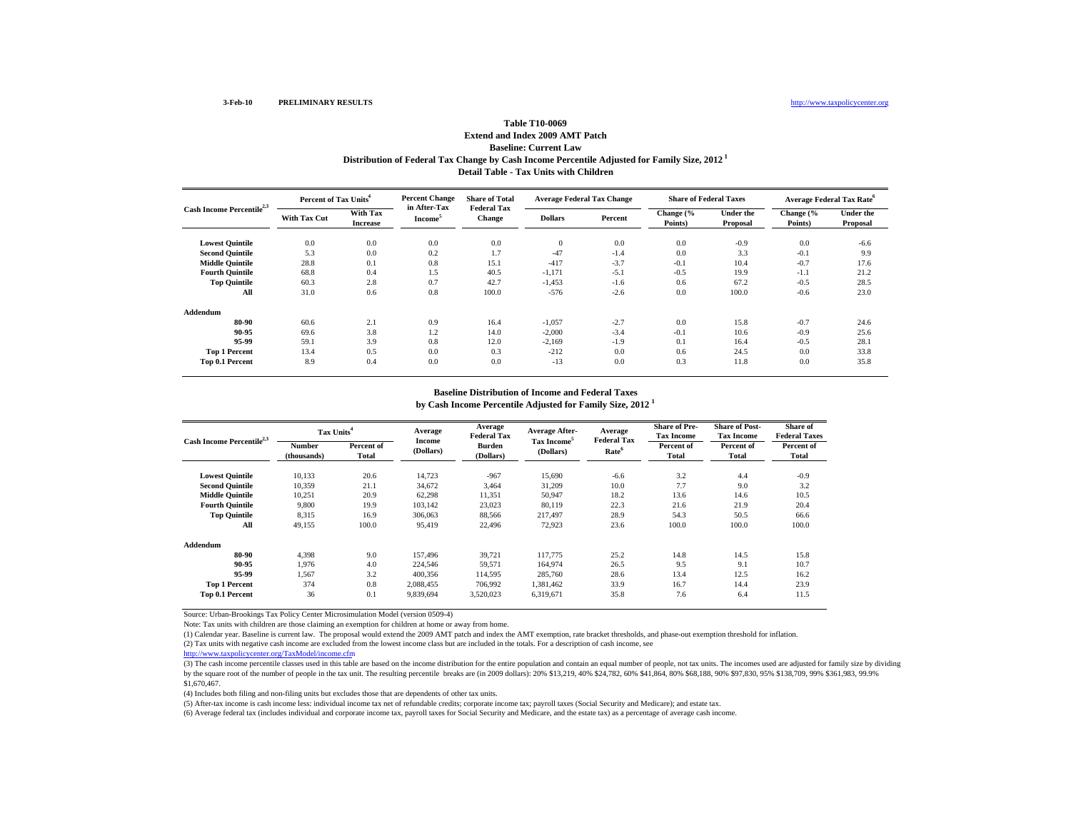3-Feb-10 PRELIMINARY RESULTS http://www.taxpolicycenter.org

## Table T10-0069
## Extend and Index 2009 AMT Patch
## Baseline: Current Law
## Distribution of Federal Tax Change by Cash Income Percentile Adjusted for Family Size, 2012 [1]
## Detail Table - Tax Units with Children

| Cash Income Percentile[2,3] | Percent of Tax Units[4] | | Percent Change in After-Tax Income[5] | Share of Total Federal Tax Change | Average Federal Tax Change | | Share of Federal Taxes | | Average Federal Tax Rate[6] | |
|---|---|---|---|---|---|---|---|---|---|---|
| | With Tax Cut | With Tax Increase | | | Dollars | Percent | Change (% Points) | Under the Proposal | Change (% Points) | Under the Proposal |
| Lowest Quintile | 0.0 | 0.0 | 0.0 | 0.0 | 0 | 0.0 | 0.0 | -0.9 | 0.0 | -6.6 |
| Second Quintile | 5.3 | 0.0 | 0.2 | 1.7 | -47 | -1.4 | 0.0 | 3.3 | -0.1 | 9.9 |
| Middle Quintile | 28.8 | 0.1 | 0.8 | 15.1 | -417 | -3.7 | -0.1 | 10.4 | -0.7 | 17.6 |
| Fourth Quintile | 68.8 | 0.4 | 1.5 | 40.5 | -1,171 | -5.1 | -0.5 | 19.9 | -1.1 | 21.2 |
| Top Quintile | 60.3 | 2.8 | 0.7 | 42.7 | -1,453 | -1.6 | 0.6 | 67.2 | -0.5 | 28.5 |
| All | 31.0 | 0.6 | 0.8 | 100.0 | -576 | -2.6 | 0.0 | 100.0 | -0.6 | 23.0 |
| **Addendum** | | | | | | | | | | |
| 80-90 | 60.6 | 2.1 | 0.9 | 16.4 | -1,057 | -2.7 | 0.0 | 15.8 | -0.7 | 24.6 |
| 90-95 | 69.6 | 3.8 | 1.2 | 14.0 | -2,000 | -3.4 | -0.1 | 10.6 | -0.9 | 25.6 |
| 95-99 | 59.1 | 3.9 | 0.8 | 12.0 | -2,169 | -1.9 | 0.1 | 16.4 | -0.5 | 28.1 |
| Top 1 Percent | 13.4 | 0.5 | 0.0 | 0.3 | -212 | 0.0 | 0.6 | 24.5 | 0.0 | 33.8 |
| Top 0.1 Percent | 8.9 | 0.4 | 0.0 | 0.0 | -13 | 0.0 | 0.3 | 11.8 | 0.0 | 35.8 |

## Baseline Distribution of Income and Federal Taxes
## by Cash Income Percentile Adjusted for Family Size, 2012 [1]

| Cash Income Percentile[2,3] | Tax Units[4] | | Average Income (Dollars) | Average Federal Tax Burden (Dollars) | Average After-Tax Income[5] (Dollars) | Average Federal Tax Rate[6] | Share of Pre-Tax Income | Share of Post-Tax Income | Share of Federal Taxes |
|---|---|---|---|---|---|---|---|---|---|
| | Number (thousands) | Percent of Total | | | | | Percent of Total | Percent of Total | Percent of Total |
| Lowest Quintile | 10,133 | 20.6 | 14,723 | -967 | 15,690 | -6.6 | 3.2 | 4.4 | -0.9 |
| Second Quintile | 10,359 | 21.1 | 34,672 | 3,464 | 31,209 | 10.0 | 7.7 | 9.0 | 3.2 |
| Middle Quintile | 10,251 | 20.9 | 62,298 | 11,351 | 50,947 | 18.2 | 13.6 | 14.6 | 10.5 |
| Fourth Quintile | 9,800 | 19.9 | 103,142 | 23,023 | 80,119 | 22.3 | 21.6 | 21.9 | 20.4 |
| Top Quintile | 8,315 | 16.9 | 306,063 | 88,566 | 217,497 | 28.9 | 54.3 | 50.5 | 66.6 |
| All | 49,155 | 100.0 | 95,419 | 22,496 | 72,923 | 23.6 | 100.0 | 100.0 | 100.0 |
| **Addendum** | | | | | | | | | |
| 80-90 | 4,398 | 9.0 | 157,496 | 39,721 | 117,775 | 25.2 | 14.8 | 14.5 | 15.8 |
| 90-95 | 1,976 | 4.0 | 224,546 | 59,571 | 164,974 | 26.5 | 9.5 | 9.1 | 10.7 |
| 95-99 | 1,567 | 3.2 | 400,356 | 114,595 | 285,760 | 28.6 | 13.4 | 12.5 | 16.2 |
| Top 1 Percent | 374 | 0.8 | 2,088,455 | 706,992 | 1,381,462 | 33.9 | 16.7 | 14.4 | 23.9 |
| Top 0.1 Percent | 36 | 0.1 | 9,839,694 | 3,520,023 | 6,319,671 | 35.8 | 7.6 | 6.4 | 11.5 |

Source: Urban-Brookings Tax Policy Center Microsimulation Model (version 0509-4)

Note: Tax units with children are those claiming an exemption for children at home or away from home.

(1) Calendar year. Baseline is current law. The proposal would extend the 2009 AMT patch and index the AMT exemption, rate bracket thresholds, and phase-out exemption threshold for inflation.

(2) Tax units with negative cash income are excluded from the lowest income class but are included in the totals. For a description of cash income, see http://www.taxpolicycenter.org/TaxModel/income.cfm

(3) The cash income percentile classes used in this table are based on the income distribution for the entire population and contain an equal number of people, not tax units. The incomes used are adjusted for family size by dividing by the square root of the number of people in the tax unit. The resulting percentile breaks are (in 2009 dollars): 20% $13,219, 40% $24,782, 60% $41,864, 80% $68,188, 90% $97,830, 95% $138,709, 99% $361,983, 99.9% $1,670,467.

(4) Includes both filing and non-filing units but excludes those that are dependents of other tax units.

(5) After-tax income is cash income less: individual income tax net of refundable credits; corporate income tax; payroll taxes (Social Security and Medicare); and estate tax.

(6) Average federal tax (includes individual and corporate income tax, payroll taxes for Social Security and Medicare, and the estate tax) as a percentage of average cash income.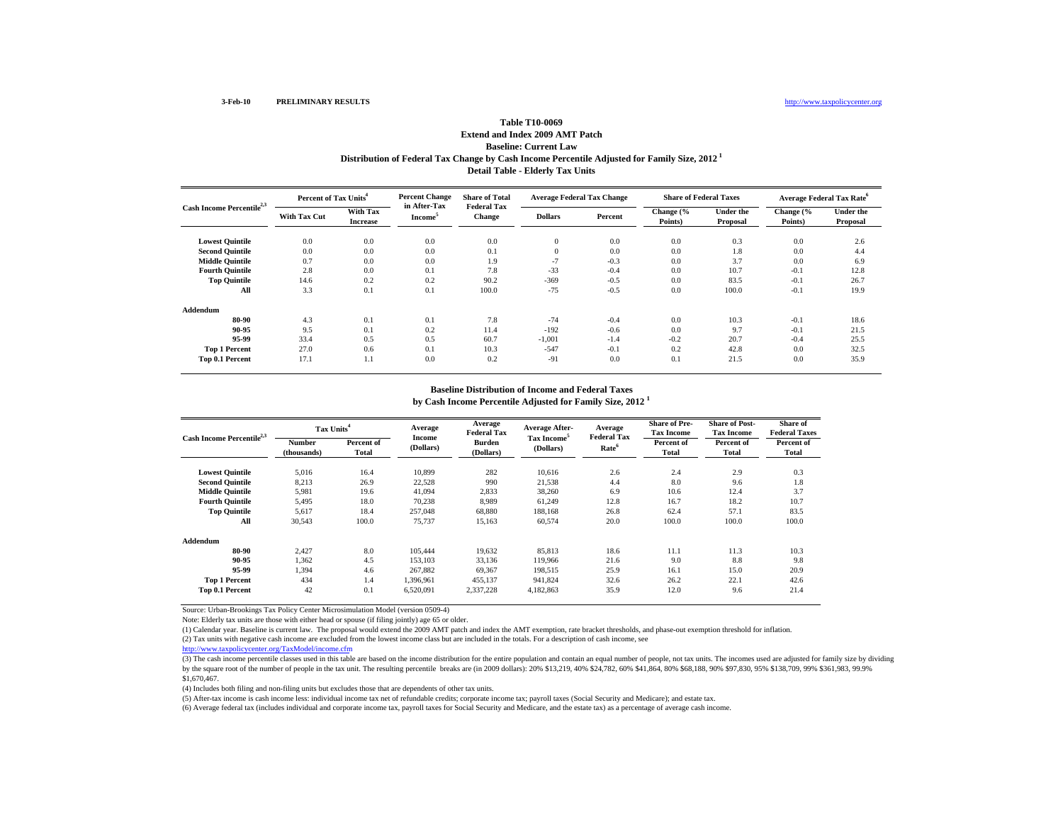3-Feb-10 PRELIMINARY RESULTS http://www.taxpolicycenter.org

# Table T10-0069

## Extend and Index 2009 AMT Patch

### Baseline: Current Law

### Distribution of Federal Tax Change by Cash Income Percentile Adjusted for Family Size, 2012 [1]

### Detail Table - Elderly Tax Units

| Cash Income Percentile[2,3] | Percent of Tax Units[4] | | Percent Change in After-Tax Income[5] | Share of Total Federal Tax Change | Average Federal Tax Change | | Share of Federal Taxes | | Average Federal Tax Rate[6] | |
|---|---|---|---|---|---|---|---|---|---|---|
| | With Tax Cut | With Tax Increase | | | Dollars | Percent | Change (% Points) | Under the Proposal | Change (% Points) | Under the Proposal |
| Lowest Quintile | 0.0 | 0.0 | 0.0 | 0.0 | 0 | 0.0 | 0.0 | 0.3 | 0.0 | 2.6 |
| Second Quintile | 0.0 | 0.0 | 0.0 | 0.1 | 0 | 0.0 | 0.0 | 1.8 | 0.0 | 4.4 |
| Middle Quintile | 0.7 | 0.0 | 0.0 | 1.9 | -7 | -0.3 | 0.0 | 3.7 | 0.0 | 6.9 |
| Fourth Quintile | 2.8 | 0.0 | 0.1 | 7.8 | -33 | -0.4 | 0.0 | 10.7 | -0.1 | 12.8 |
| Top Quintile | 14.6 | 0.2 | 0.2 | 90.2 | -369 | -0.5 | 0.0 | 83.5 | -0.1 | 26.7 |
| All | 3.3 | 0.1 | 0.1 | 100.0 | -75 | -0.5 | 0.0 | 100.0 | -0.1 | 19.9 |
| Addendum | | | | | | | | | | |
| 80-90 | 4.3 | 0.1 | 0.1 | 7.8 | -74 | -0.4 | 0.0 | 10.3 | -0.1 | 18.6 |
| 90-95 | 9.5 | 0.1 | 0.2 | 11.4 | -192 | -0.6 | 0.0 | 9.7 | -0.1 | 21.5 |
| 95-99 | 33.4 | 0.5 | 0.5 | 60.7 | -1,001 | -1.4 | -0.2 | 20.7 | -0.4 | 25.5 |
| Top 1 Percent | 27.0 | 0.6 | 0.1 | 10.3 | -547 | -0.1 | 0.2 | 42.8 | 0.0 | 32.5 |
| Top 0.1 Percent | 17.1 | 1.1 | 0.0 | 0.2 | -91 | 0.0 | 0.1 | 21.5 | 0.0 | 35.9 |

### Baseline Distribution of Income and Federal Taxes by Cash Income Percentile Adjusted for Family Size, 2012 [1]

| Cash Income Percentile[2,3] | Tax Units[4] | | Average Income (Dollars) | Average Federal Tax Burden (Dollars) | Average After-Tax Income[5] (Dollars) | Average Federal Tax Rate[6] | Share of Pre-Tax Income | Share of Post-Tax Income | Share of Federal Taxes |
|---|---|---|---|---|---|---|---|---|---|
| | Number (thousands) | Percent of Total | | | | | Percent of Total | Percent of Total | Percent of Total |
| Lowest Quintile | 5,016 | 16.4 | 10,899 | 282 | 10,616 | 2.6 | 2.4 | 2.9 | 0.3 |
| Second Quintile | 8,213 | 26.9 | 22,528 | 990 | 21,538 | 4.4 | 8.0 | 9.6 | 1.8 |
| Middle Quintile | 5,981 | 19.6 | 41,094 | 2,833 | 38,260 | 6.9 | 10.6 | 12.4 | 3.7 |
| Fourth Quintile | 5,495 | 18.0 | 70,238 | 8,989 | 61,249 | 12.8 | 16.7 | 18.2 | 10.7 |
| Top Quintile | 5,617 | 18.4 | 257,048 | 68,880 | 188,168 | 26.8 | 62.4 | 57.1 | 83.5 |
| All | 30,543 | 100.0 | 75,737 | 15,163 | 60,574 | 20.0 | 100.0 | 100.0 | 100.0 |
| Addendum | | | | | | | | | |
| 80-90 | 2,427 | 8.0 | 105,444 | 19,632 | 85,813 | 18.6 | 11.1 | 11.3 | 10.3 |
| 90-95 | 1,362 | 4.5 | 153,103 | 33,136 | 119,966 | 21.6 | 9.0 | 8.8 | 9.8 |
| 95-99 | 1,394 | 4.6 | 267,882 | 69,367 | 198,515 | 25.9 | 16.1 | 15.0 | 20.9 |
| Top 1 Percent | 434 | 1.4 | 1,396,961 | 455,137 | 941,824 | 32.6 | 26.2 | 22.1 | 42.6 |
| Top 0.1 Percent | 42 | 0.1 | 6,520,091 | 2,337,228 | 4,182,863 | 35.9 | 12.0 | 9.6 | 21.4 |

Source: Urban-Brookings Tax Policy Center Microsimulation Model (version 0509-4)

Note: Elderly tax units are those with either head or spouse (if filing jointly) age 65 or older.

(1) Calendar year. Baseline is current law. The proposal would extend the 2009 AMT patch and index the AMT exemption, rate bracket thresholds, and phase-out exemption threshold for inflation.

(2) Tax units with negative cash income are excluded from the lowest income class but are included in the totals. For a description of cash income, see http://www.taxpolicycenter.org/TaxModel/income.cfm

(3) The cash income percentile classes used in this table are based on the income distribution for the entire population and contain an equal number of people, not tax units. The incomes used are adjusted for family size by dividing by the square root of the number of people in the tax unit. The resulting percentile breaks are (in 2009 dollars): 20% $13,219, 40% $24,782, 60% $41,864, 80% $68,188, 90% $97,830, 95% $138,709, 99% $361,983, 99.9% $1,670,467.

(4) Includes both filing and non-filing units but excludes those that are dependents of other tax units.

(5) After-tax income is cash income less: individual income tax net of refundable credits; corporate income tax; payroll taxes (Social Security and Medicare); and estate tax.

(6) Average federal tax (includes individual and corporate income tax, payroll taxes for Social Security and Medicare, and the estate tax) as a percentage of average cash income.